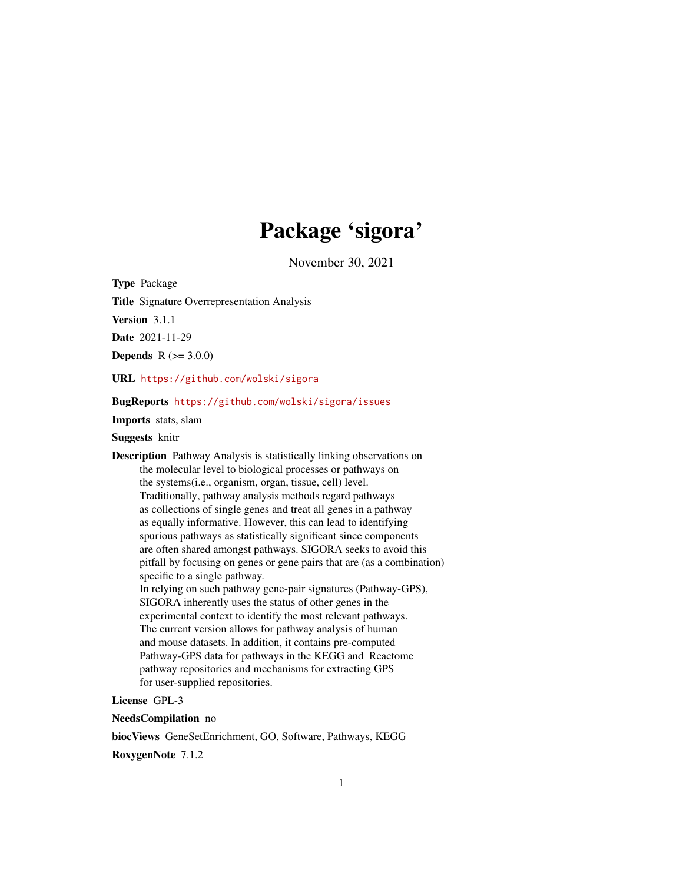# Package 'sigora'

November 30, 2021

**Type** Package

**Title** Signature Overrepresentation Analysis

**Version** 3.1.1

**Date** 2021-11-29

**Depends** R (>= 3.0.0)

**URL** https://github.com/wolski/sigora

**BugReports** https://github.com/wolski/sigora/issues

**Imports** stats, slam

**Suggests** knitr

**Description** Pathway Analysis is statistically linking observations on the molecular level to biological processes or pathways on the systems(i.e., organism, organ, tissue, cell) level. Traditionally, pathway analysis methods regard pathways as collections of single genes and treat all genes in a pathway as equally informative. However, this can lead to identifying spurious pathways as statistically significant since components are often shared amongst pathways. SIGORA seeks to avoid this pitfall by focusing on genes or gene pairs that are (as a combination) specific to a single pathway. In relying on such pathway gene-pair signatures (Pathway-GPS), SIGORA inherently uses the status of other genes in the experimental context to identify the most relevant pathways. The current version allows for pathway analysis of human and mouse datasets. In addition, it contains pre-computed Pathway-GPS data for pathways in the KEGG and Reactome pathway repositories and mechanisms for extracting GPS for user-supplied repositories.

**License** GPL-3

**NeedsCompilation** no

**biocViews** GeneSetEnrichment, GO, Software, Pathways, KEGG

**RoxygenNote** 7.1.2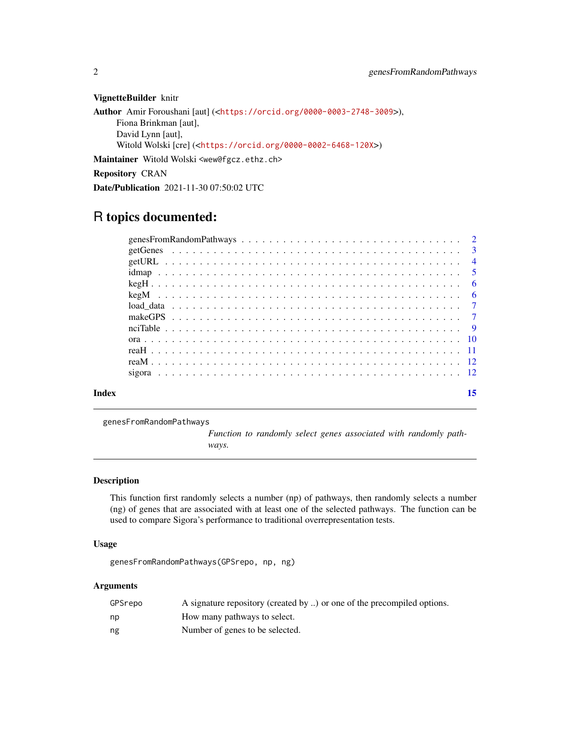**VignetteBuilder** knitr

**Author** Amir Foroushani [aut] (<https://orcid.org/0000-0003-2748-3009>),
Fiona Brinkman [aut],
David Lynn [aut],
Witold Wolski [cre] (<https://orcid.org/0000-0002-6468-120X>)

**Maintainer** Witold Wolski <wew@fgcz.ethz.ch>

**Repository** CRAN

**Date/Publication** 2021-11-30 07:50:02 UTC

# R topics documented:

| | |
|---|---|
| genesFromRandomPathways | 2 |
| getGenes | 3 |
| getURL | 4 |
| idmap | 5 |
| kegH | 6 |
| kegM | 6 |
| load_data | 7 |
| makeGPS | 7 |
| nciTable | 9 |
| ora | 10 |
| reaH | 11 |
| reaM | 12 |
| sigora | 12 |
| **Index** | **15** |

---

`genesFromRandomPathways` *Function to randomly select genes associated with randomly pathways.*

---

## Description

This function first randomly selects a number (np) of pathways, then randomly selects a number (ng) of genes that are associated with at least one of the selected pathways. The function can be used to compare Sigora's performance to traditional overrepresentation tests.

## Usage

```
genesFromRandomPathways(GPSrepo, np, ng)
```

## Arguments

| | |
|---|---|
| `GPSrepo` | A signature repository (created by ..) or one of the precompiled options. |
| `np` | How many pathways to select. |
| `ng` | Number of genes to be selected. |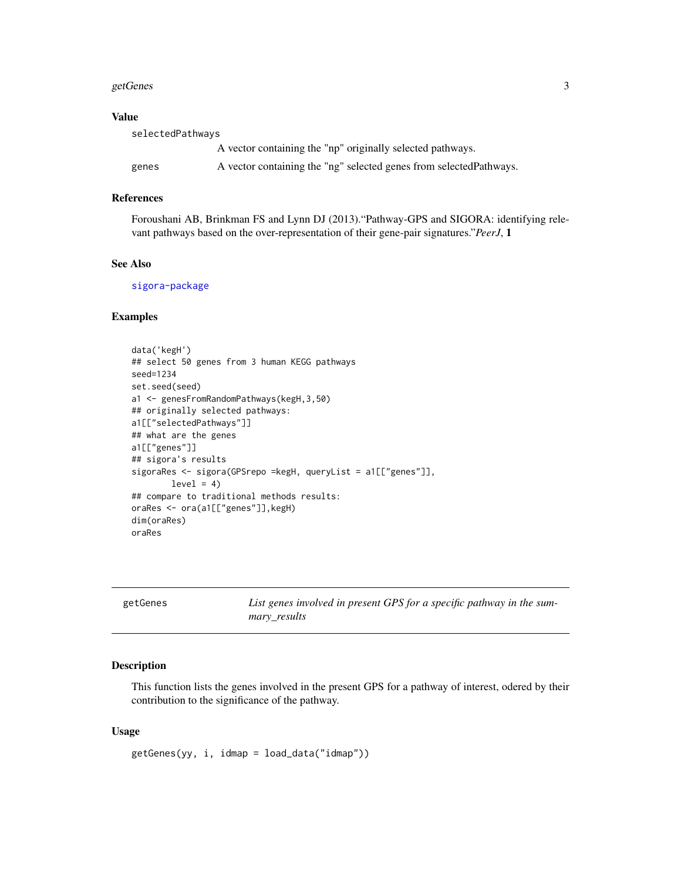### Value

`selectedPathways`
: A vector containing the "np" originally selected pathways.

`genes`
: A vector containing the "ng" selected genes from selectedPathways.

### References

Foroushani AB, Brinkman FS and Lynn DJ (2013)."Pathway-GPS and SIGORA: identifying relevant pathways based on the over-representation of their gene-pair signatures."*PeerJ*, **1**

### See Also

sigora-package

### Examples

```
data('kegH')
## select 50 genes from 3 human KEGG pathways
seed=1234
set.seed(seed)
a1 <- genesFromRandomPathways(kegH,3,50)
## originally selected pathways:
a1[["selectedPathways"]]
## what are the genes
a1[["genes"]]
## sigora's results
sigoraRes <- sigora(GPSrepo =kegH, queryList = a1[["genes"]],
        level = 4)
## compare to traditional methods results:
oraRes <- ora(a1[["genes"]],kegH)
dim(oraRes)
oraRes
```

---

## getGenes — *List genes involved in present GPS for a specific pathway in the summary_results*

### Description

This function lists the genes involved in the present GPS for a pathway of interest, odered by their contribution to the significance of the pathway.

### Usage

```
getGenes(yy, i, idmap = load_data("idmap"))
```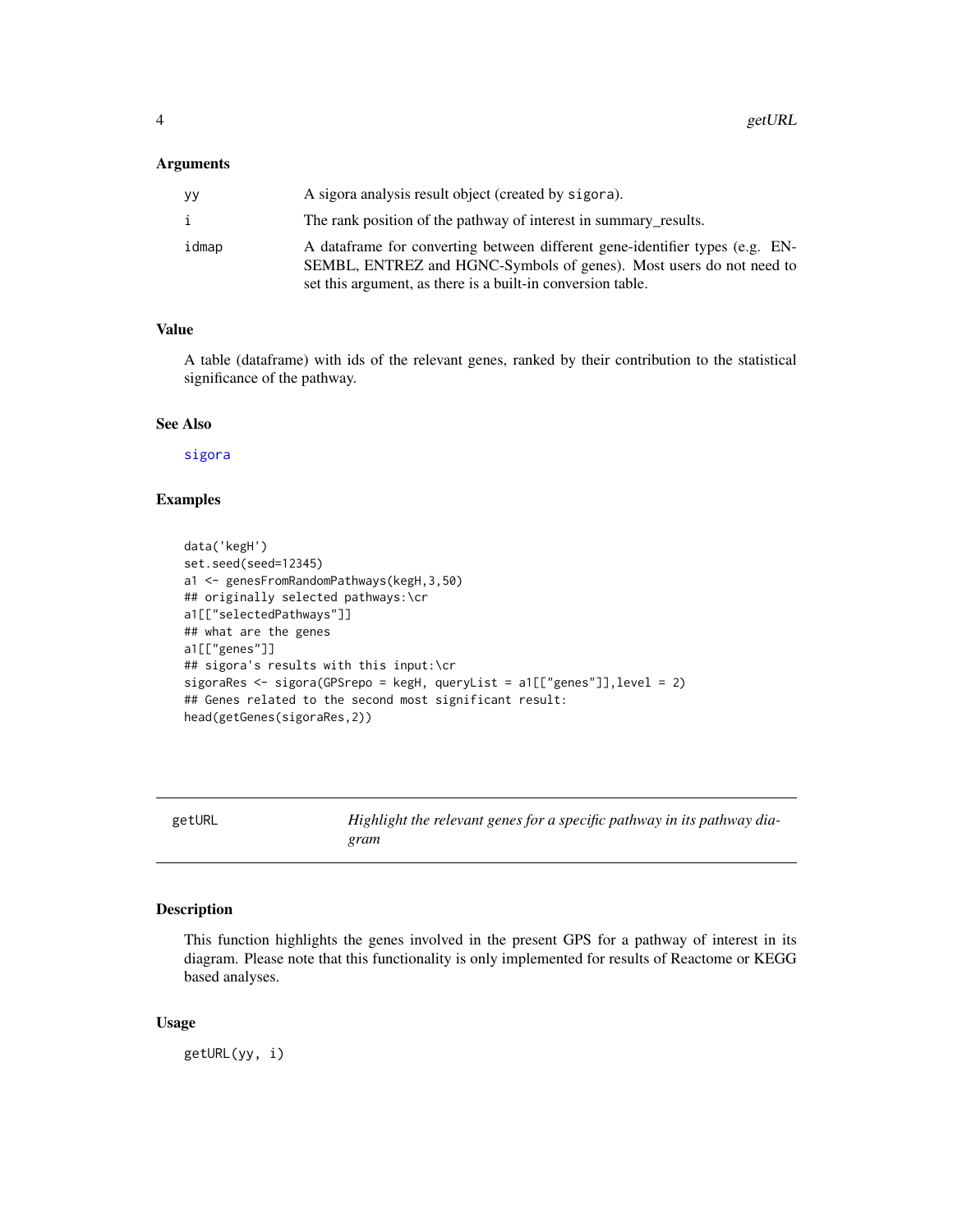### Arguments

| | |
|---|---|
| yy | A sigora analysis result object (created by sigora). |
| i | The rank position of the pathway of interest in summary_results. |
| idmap | A dataframe for converting between different gene-identifier types (e.g. ENSEMBL, ENTREZ and HGNC-Symbols of genes). Most users do not need to set this argument, as there is a built-in conversion table. |

### Value

A table (dataframe) with ids of the relevant genes, ranked by their contribution to the statistical significance of the pathway.

### See Also

sigora

### Examples

```
data('kegH')
set.seed(seed=12345)
a1 <- genesFromRandomPathways(kegH,3,50)
## originally selected pathways:\cr
a1[["selectedPathways"]]
## what are the genes
a1[["genes"]]
## sigora's results with this input:\cr
sigoraRes <- sigora(GPSrepo = kegH, queryList = a1[["genes"]],level = 2)
## Genes related to the second most significant result:
head(getGenes(sigoraRes,2))
```

## getURL — *Highlight the relevant genes for a specific pathway in its pathway diagram*

### Description

This function highlights the genes involved in the present GPS for a pathway of interest in its diagram. Please note that this functionality is only implemented for results of Reactome or KEGG based analyses.

### Usage

```
getURL(yy, i)
```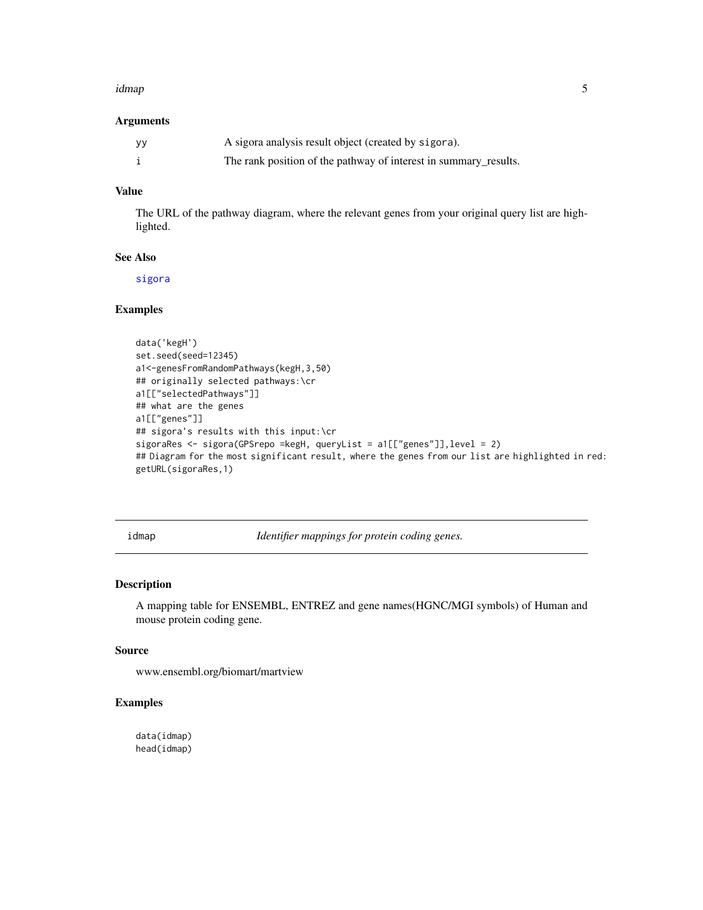### Arguments

| | |
|---|---|
| yy | A sigora analysis result object (created by sigora). |
| i | The rank position of the pathway of interest in summary_results. |

### Value

The URL of the pathway diagram, where the relevant genes from your original query list are highlighted.

### See Also

sigora

### Examples

```
data('kegH')
set.seed(seed=12345)
a1<-genesFromRandomPathways(kegH,3,50)
## originally selected pathways:\cr
a1[["selectedPathways"]]
## what are the genes
a1[["genes"]]
## sigora's results with this input:\cr
sigoraRes <- sigora(GPSrepo =kegH, queryList = a1[["genes"]],level = 2)
## Diagram for the most significant result, where the genes from our list are highlighted in red:
getURL(sigoraRes,1)
```

---

## idmap *Identifier mappings for protein coding genes.*

### Description

A mapping table for ENSEMBL, ENTREZ and gene names(HGNC/MGI symbols) of Human and mouse protein coding gene.

### Source

www.ensembl.org/biomart/martview

### Examples

```
data(idmap)
head(idmap)
```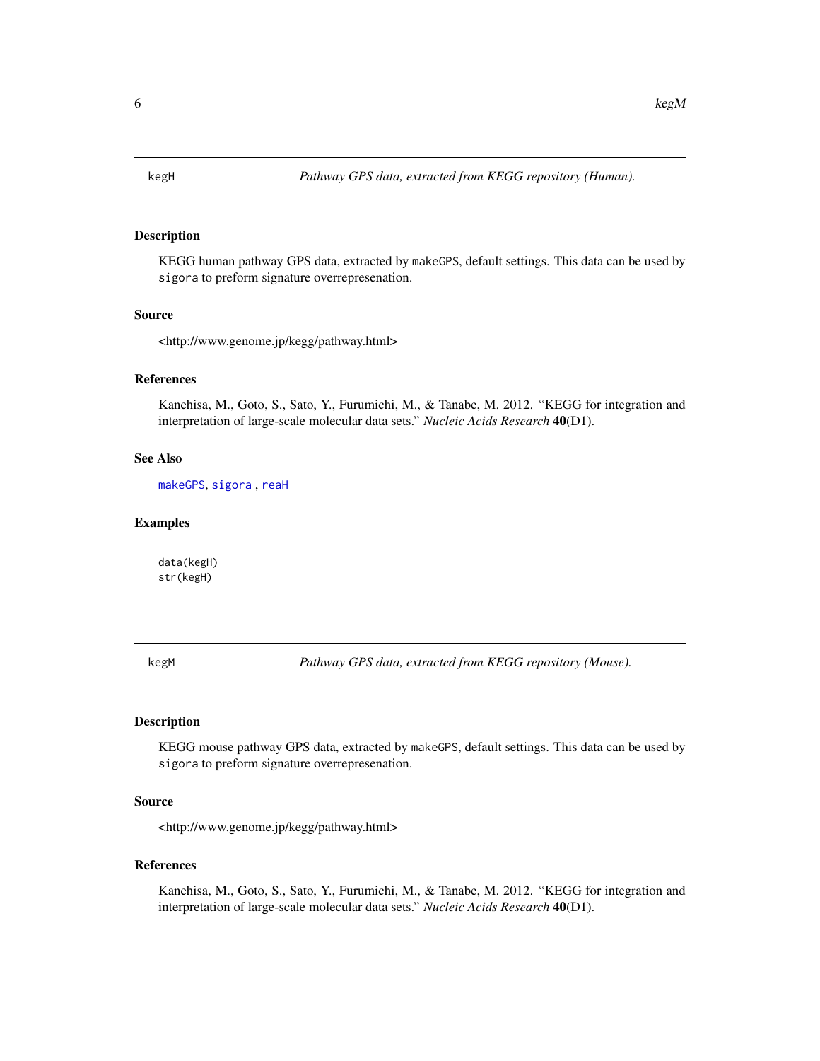## kegH — *Pathway GPS data, extracted from KEGG repository (Human).*

### Description

KEGG human pathway GPS data, extracted by `makeGPS`, default settings. This data can be used by `sigora` to preform signature overrepresenation.

### Source

<http://www.genome.jp/kegg/pathway.html>

### References

Kanehisa, M., Goto, S., Sato, Y., Furumichi, M., & Tanabe, M. 2012. "KEGG for integration and interpretation of large-scale molecular data sets." *Nucleic Acids Research* **40**(D1).

### See Also

`makeGPS`, `sigora` , `reaH`

### Examples

```
data(kegH)
str(kegH)
```

## kegM — *Pathway GPS data, extracted from KEGG repository (Mouse).*

### Description

KEGG mouse pathway GPS data, extracted by `makeGPS`, default settings. This data can be used by `sigora` to preform signature overrepresenation.

### Source

<http://www.genome.jp/kegg/pathway.html>

### References

Kanehisa, M., Goto, S., Sato, Y., Furumichi, M., & Tanabe, M. 2012. "KEGG for integration and interpretation of large-scale molecular data sets." *Nucleic Acids Research* **40**(D1).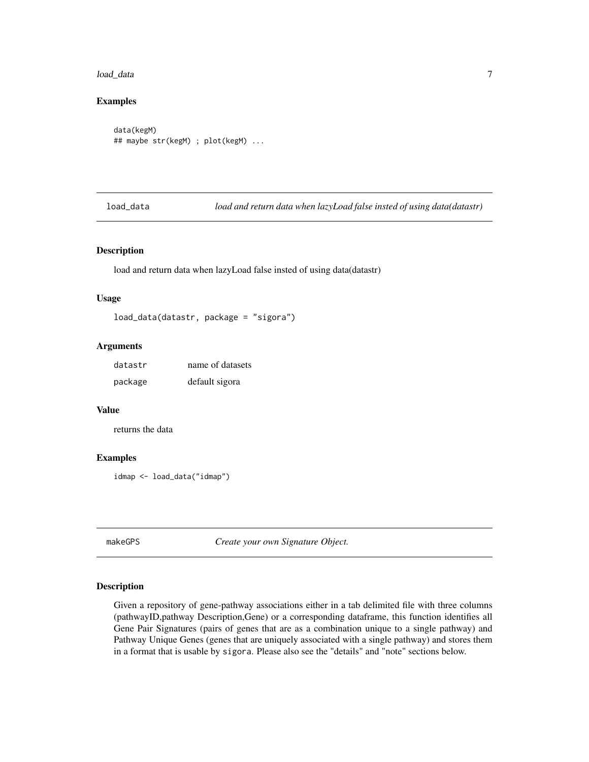### Examples

```
data(kegM)
## maybe str(kegM) ; plot(kegM) ...
```

## load_data *load and return data when lazyLoad false insted of using data(datastr)*

### Description

load and return data when lazyLoad false insted of using data(datastr)

### Usage

```
load_data(datastr, package = "sigora")
```

### Arguments

| | |
|---|---|
| datastr | name of datasets |
| package | default sigora |

### Value

returns the data

### Examples

```
idmap <- load_data("idmap")
```

## makeGPS *Create your own Signature Object.*

### Description

Given a repository of gene-pathway associations either in a tab delimited file with three columns (pathwayID,pathway Description,Gene) or a corresponding dataframe, this function identifies all Gene Pair Signatures (pairs of genes that are as a combination unique to a single pathway) and Pathway Unique Genes (genes that are uniquely associated with a single pathway) and stores them in a format that is usable by `sigora`. Please also see the "details" and "note" sections below.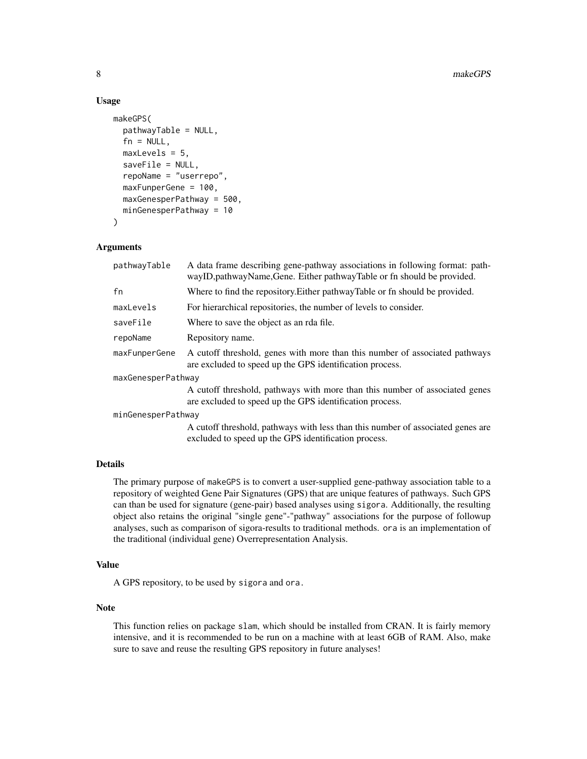## Usage

```
makeGPS(
  pathwayTable = NULL,
  fn = NULL,
  maxLevels = 5,
  saveFile = NULL,
  repoName = "userrepo",
  maxFunperGene = 100,
  maxGenesperPathway = 500,
  minGenesperPathway = 10
)
```

## Arguments

| Argument | Description |
|---|---|
| pathwayTable | A data frame describing gene-pathway associations in following format: pathwayID,pathwayName,Gene. Either pathwayTable or fn should be provided. |
| fn | Where to find the repository.Either pathwayTable or fn should be provided. |
| maxLevels | For hierarchical repositories, the number of levels to consider. |
| saveFile | Where to save the object as an rda file. |
| repoName | Repository name. |
| maxFunperGene | A cutoff threshold, genes with more than this number of associated pathways are excluded to speed up the GPS identification process. |
| maxGenesperPathway | A cutoff threshold, pathways with more than this number of associated genes are excluded to speed up the GPS identification process. |
| minGenesperPathway | A cutoff threshold, pathways with less than this number of associated genes are excluded to speed up the GPS identification process. |

## Details

The primary purpose of makeGPS is to convert a user-supplied gene-pathway association table to a repository of weighted Gene Pair Signatures (GPS) that are unique features of pathways. Such GPS can than be used for signature (gene-pair) based analyses using sigora. Additionally, the resulting object also retains the original "single gene"-"pathway" associations for the purpose of followup analyses, such as comparison of sigora-results to traditional methods. ora is an implementation of the traditional (individual gene) Overrepresentation Analysis.

## Value

A GPS repository, to be used by sigora and ora.

## Note

This function relies on package slam, which should be installed from CRAN. It is fairly memory intensive, and it is recommended to be run on a machine with at least 6GB of RAM. Also, make sure to save and reuse the resulting GPS repository in future analyses!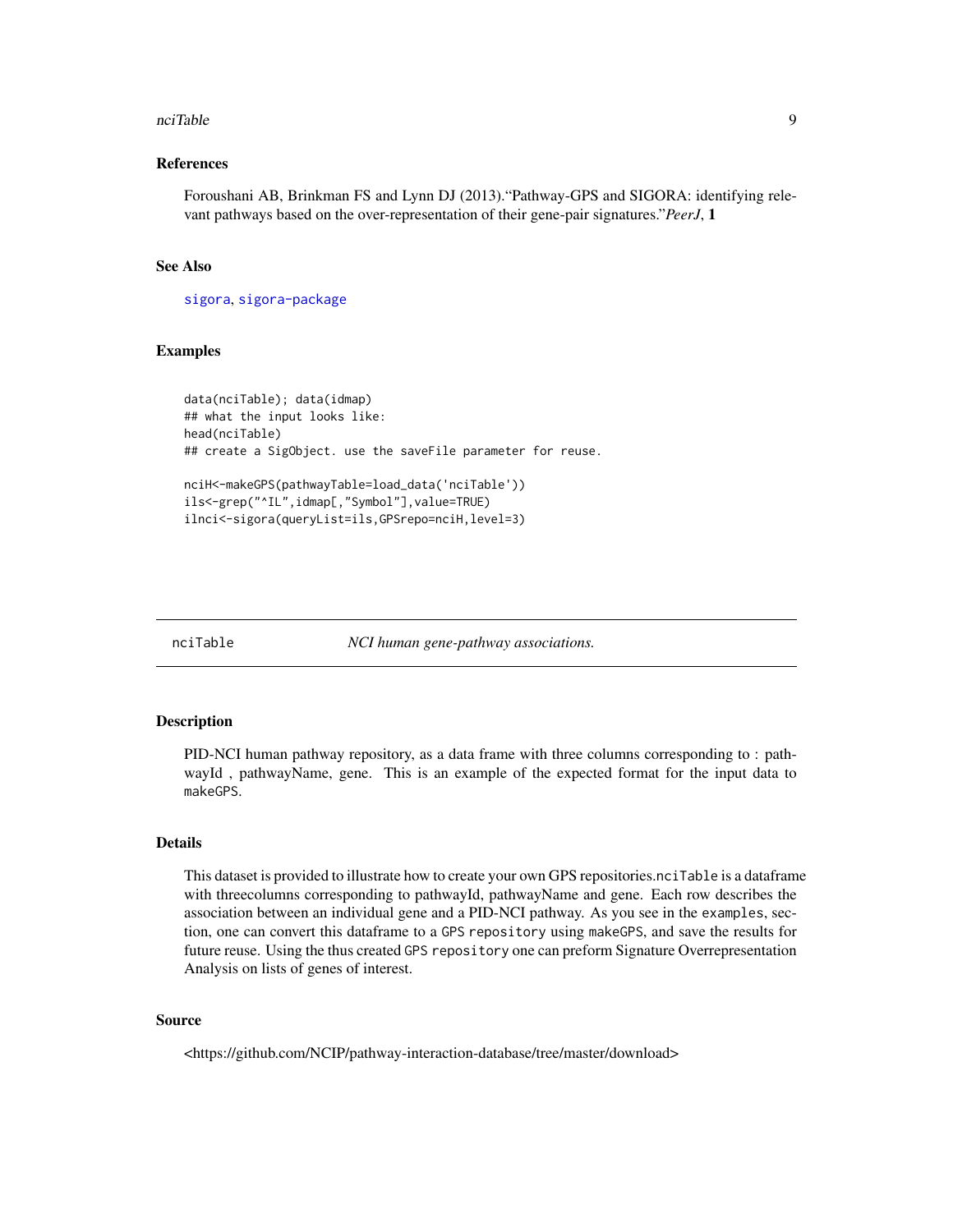### References

Foroushani AB, Brinkman FS and Lynn DJ (2013)."Pathway-GPS and SIGORA: identifying relevant pathways based on the over-representation of their gene-pair signatures."*PeerJ*, **1**

### See Also

sigora, sigora-package

### Examples

```
data(nciTable); data(idmap)
## what the input looks like:
head(nciTable)
## create a SigObject. use the saveFile parameter for reuse.

nciH<-makeGPS(pathwayTable=load_data('nciTable'))
ils<-grep("^IL",idmap[,"Symbol"],value=TRUE)
ilnci<-sigora(queryList=ils,GPSrepo=nciH,level=3)
```

---

## nciTable *NCI human gene-pathway associations.*

### Description

PID-NCI human pathway repository, as a data frame with three columns corresponding to : pathwayId , pathwayName, gene. This is an example of the expected format for the input data to `makeGPS`.

### Details

This dataset is provided to illustrate how to create your own GPS repositories.`nciTable` is a dataframe with threecolumns corresponding to pathwayId, pathwayName and gene. Each row describes the association between an individual gene and a PID-NCI pathway. As you see in the `examples`, section, one can convert this dataframe to a `GPS repository` using `makeGPS`, and save the results for future reuse. Using the thus created `GPS repository` one can preform Signature Overrepresentation Analysis on lists of genes of interest.

### Source

<https://github.com/NCIP/pathway-interaction-database/tree/master/download>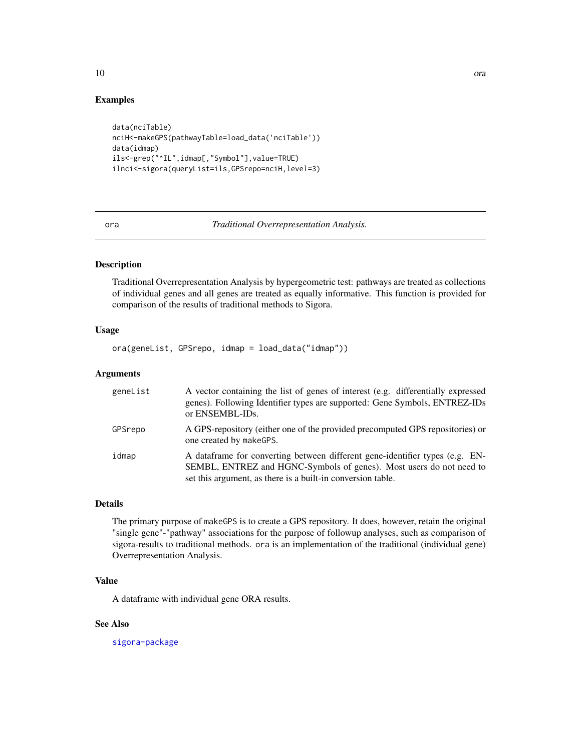## Examples

```
data(nciTable)
nciH<-makeGPS(pathwayTable=load_data('nciTable'))
data(idmap)
ils<-grep("^IL",idmap[,"Symbol"],value=TRUE)
ilnci<-sigora(queryList=ils,GPSrepo=nciH,level=3)
```

---

# ora — *Traditional Overrepresentation Analysis.*

---

## Description

Traditional Overrepresentation Analysis by hypergeometric test: pathways are treated as collections of individual genes and all genes are treated as equally informative. This function is provided for comparison of the results of traditional methods to Sigora.

## Usage

```
ora(geneList, GPSrepo, idmap = load_data("idmap"))
```

## Arguments

| | |
|---|---|
| geneList | A vector containing the list of genes of interest (e.g. differentially expressed genes). Following Identifier types are supported: Gene Symbols, ENTREZ-IDs or ENSEMBL-IDs. |
| GPSrepo | A GPS-repository (either one of the provided precomputed GPS repositories) or one created by makeGPS. |
| idmap | A dataframe for converting between different gene-identifier types (e.g. ENSEMBL, ENTREZ and HGNC-Symbols of genes). Most users do not need to set this argument, as there is a built-in conversion table. |

## Details

The primary purpose of makeGPS is to create a GPS repository. It does, however, retain the original "single gene"-"pathway" associations for the purpose of followup analyses, such as comparison of sigora-results to traditional methods. ora is an implementation of the traditional (individual gene) Overrepresentation Analysis.

## Value

A dataframe with individual gene ORA results.

## See Also

sigora-package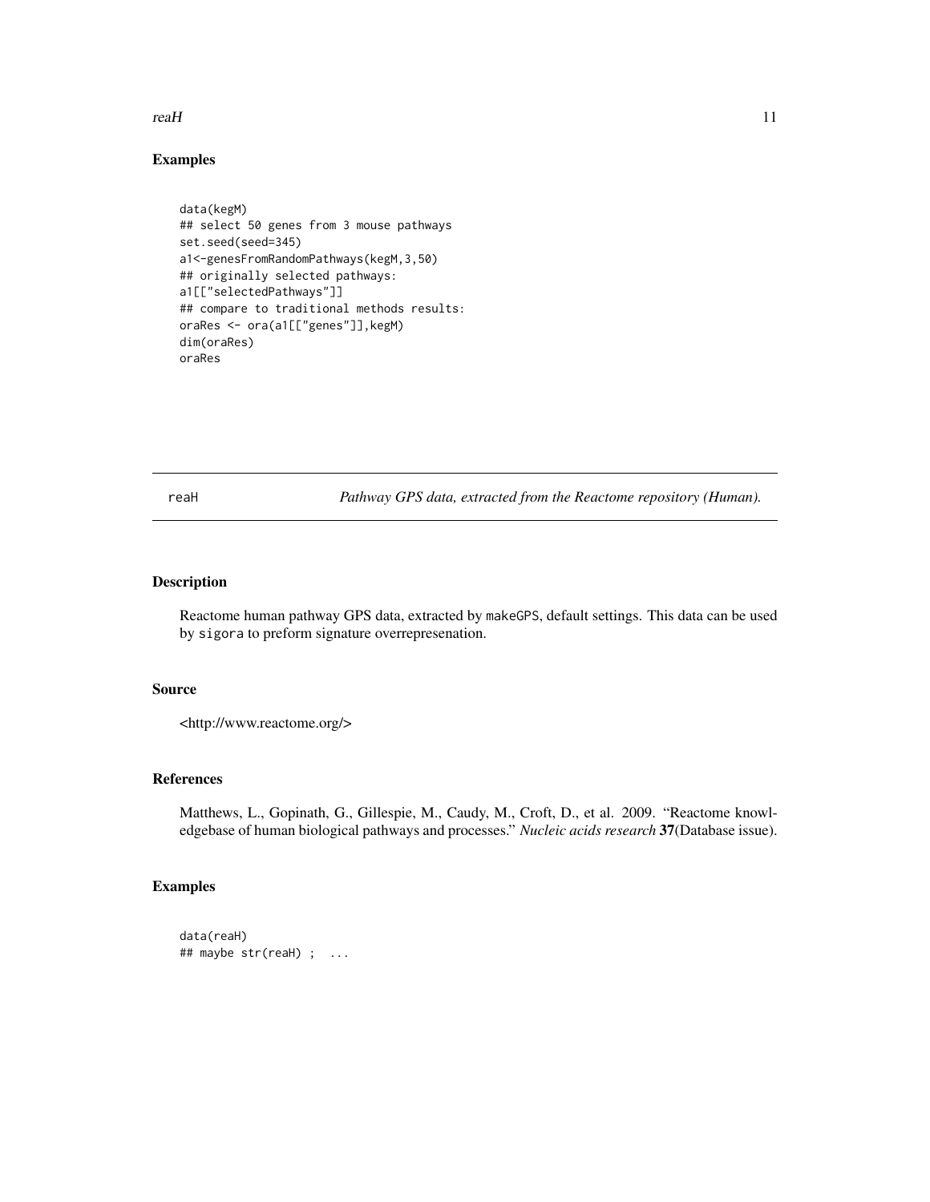## Examples

```
data(kegM)
## select 50 genes from 3 mouse pathways
set.seed(seed=345)
a1<-genesFromRandomPathways(kegM,3,50)
## originally selected pathways:
a1[["selectedPathways"]]
## compare to traditional methods results:
oraRes <- ora(a1[["genes"]],kegM)
dim(oraRes)
oraRes
```

---

# reaH — *Pathway GPS data, extracted from the Reactome repository (Human).*

---

## Description

Reactome human pathway GPS data, extracted by makeGPS, default settings. This data can be used by sigora to preform signature overrepresenation.

## Source

<http://www.reactome.org/>

## References

Matthews, L., Gopinath, G., Gillespie, M., Caudy, M., Croft, D., et al. 2009. "Reactome knowledgebase of human biological pathways and processes." *Nucleic acids research* **37**(Database issue).

## Examples

```
data(reaH)
## maybe str(reaH) ;  ...
```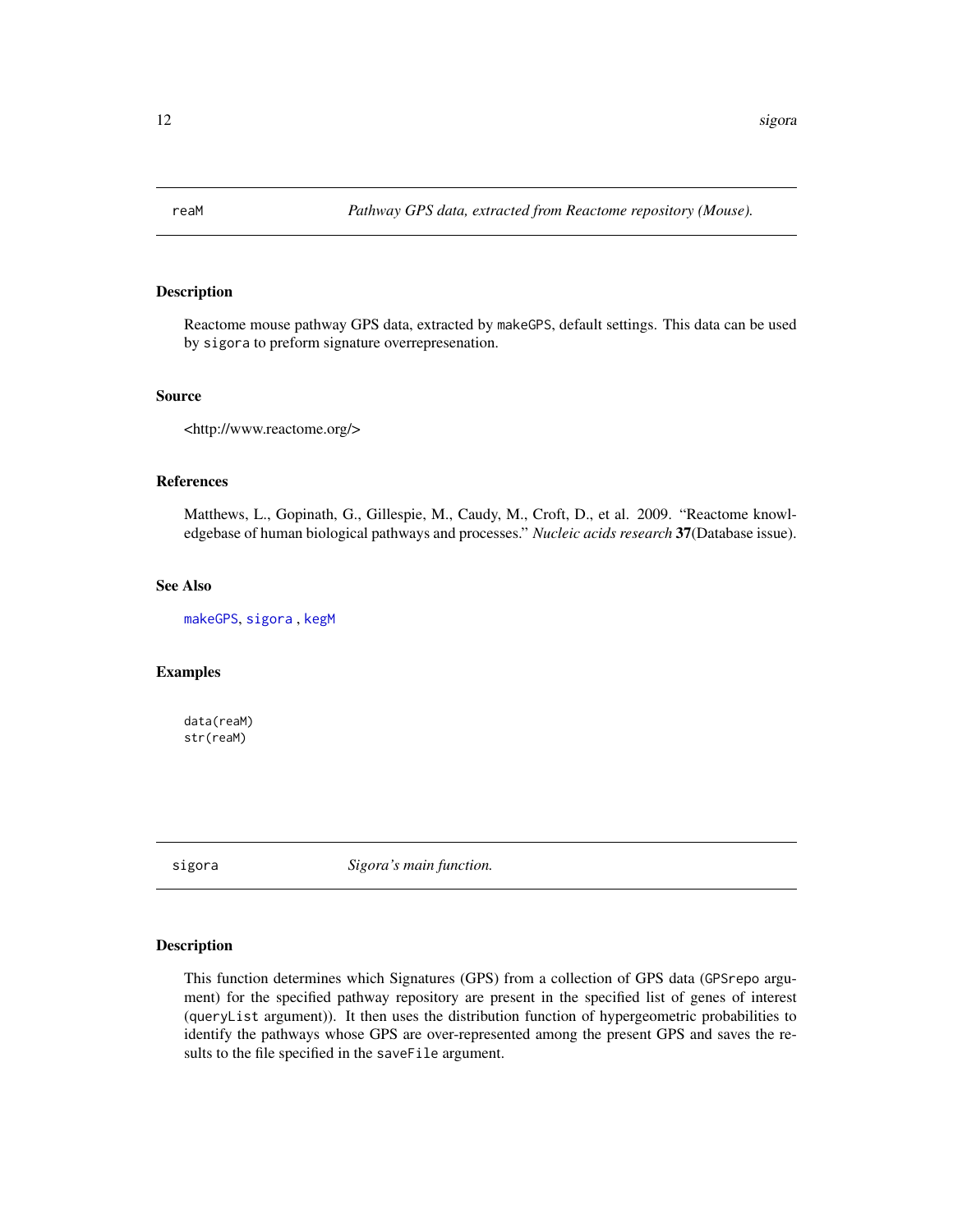## reaM — *Pathway GPS data, extracted from Reactome repository (Mouse).*

### Description

Reactome mouse pathway GPS data, extracted by `makeGPS`, default settings. This data can be used by `sigora` to preform signature overrepresenation.

### Source

<http://www.reactome.org/>

### References

Matthews, L., Gopinath, G., Gillespie, M., Caudy, M., Croft, D., et al. 2009. "Reactome knowledgebase of human biological pathways and processes." *Nucleic acids research* **37**(Database issue).

### See Also

`makeGPS`, `sigora` , `kegM`

### Examples

```
data(reaM)
str(reaM)
```

## sigora — *Sigora's main function.*

### Description

This function determines which Signatures (GPS) from a collection of GPS data (`GPSrepo` argument) for the specified pathway repository are present in the specified list of genes of interest (`queryList` argument)). It then uses the distribution function of hypergeometric probabilities to identify the pathways whose GPS are over-represented among the present GPS and saves the results to the file specified in the `saveFile` argument.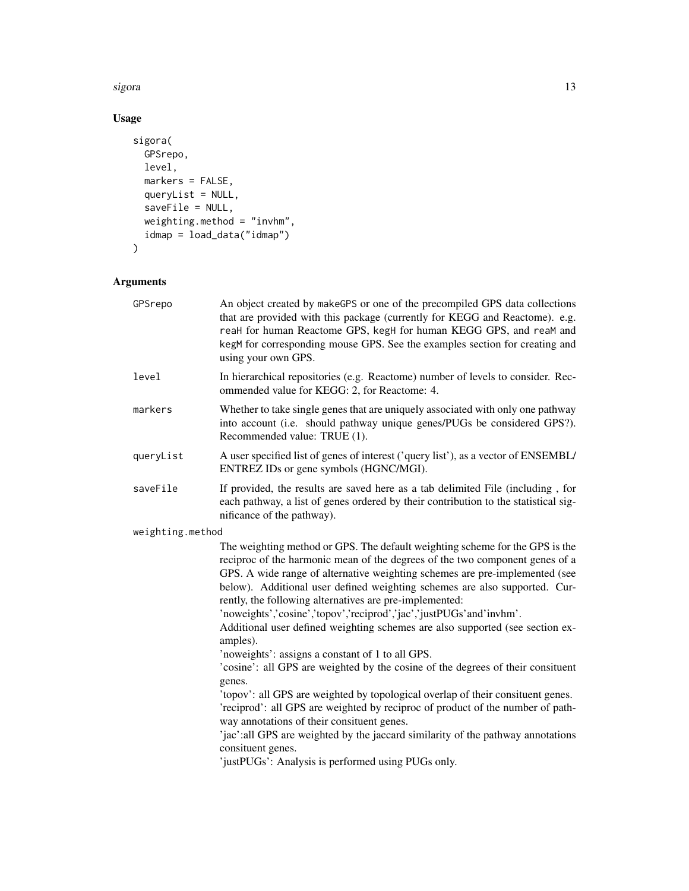## Usage

```
sigora(
  GPSrepo,
  level,
  markers = FALSE,
  queryList = NULL,
  saveFile = NULL,
  weighting.method = "invhm",
  idmap = load_data("idmap")
)
```

## Arguments

| Argument | Description |
|---|---|
| GPSrepo | An object created by makeGPS or one of the precompiled GPS data collections that are provided with this package (currently for KEGG and Reactome). e.g. reaH for human Reactome GPS, kegH for human KEGG GPS, and reaM and kegM for corresponding mouse GPS. See the examples section for creating and using your own GPS. |
| level | In hierarchical repositories (e.g. Reactome) number of levels to consider. Recommended value for KEGG: 2, for Reactome: 4. |
| markers | Whether to take single genes that are uniquely associated with only one pathway into account (i.e. should pathway unique genes/PUGs be considered GPS?). Recommended value: TRUE (1). |
| queryList | A user specified list of genes of interest ('query list'), as a vector of ENSEMBL/ ENTREZ IDs or gene symbols (HGNC/MGI). |
| saveFile | If provided, the results are saved here as a tab delimited File (including , for each pathway, a list of genes ordered by their contribution to the statistical significance of the pathway). |
| weighting.method | The weighting method or GPS. The default weighting scheme for the GPS is the reciproc of the harmonic mean of the degrees of the two component genes of a GPS. A wide range of alternative weighting schemes are pre-implemented (see below). Additional user defined weighting schemes are also supported. Currently, the following alternatives are pre-implemented: 'noweights','cosine','topov','reciprod','jac','justPUGs'and'invhm'. Additional user defined weighting schemes are also supported (see section examples). 'noweights': assigns a constant of 1 to all GPS. 'cosine': all GPS are weighted by the cosine of the degrees of their consituent genes. 'topov': all GPS are weighted by topological overlap of their consituent genes. 'reciprod': all GPS are weighted by reciproc of product of the number of pathway annotations of their consituent genes. 'jac':all GPS are weighted by the jaccard similarity of the pathway annotations consituent genes. 'justPUGs': Analysis is performed using PUGs only. |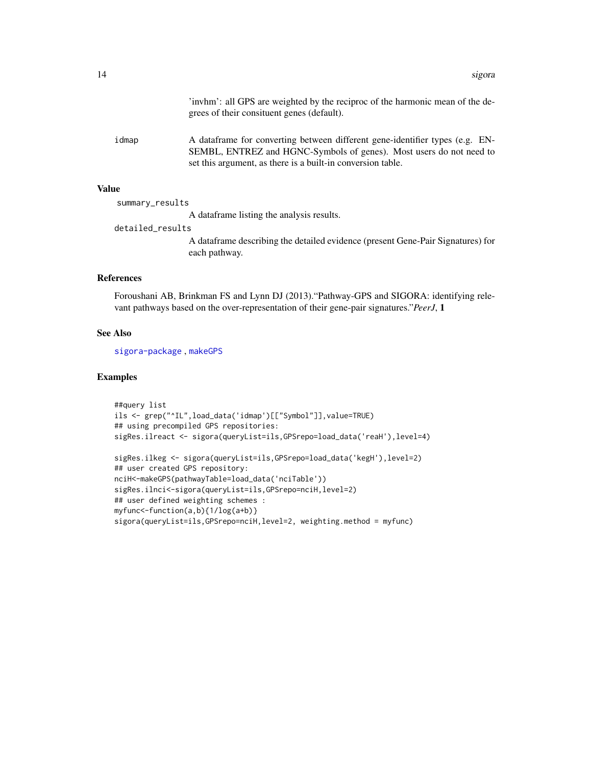'invhm': all GPS are weighted by the reciproc of the harmonic mean of the degrees of their consituent genes (default).

idmap
: A dataframe for converting between different gene-identifier types (e.g. ENSEMBL, ENTREZ and HGNC-Symbols of genes). Most users do not need to set this argument, as there is a built-in conversion table.

## Value

summary_results
: A dataframe listing the analysis results.

detailed_results
: A dataframe describing the detailed evidence (present Gene-Pair Signatures) for each pathway.

## References

Foroushani AB, Brinkman FS and Lynn DJ (2013)."Pathway-GPS and SIGORA: identifying relevant pathways based on the over-representation of their gene-pair signatures."*PeerJ*, **1**

## See Also

sigora-package , makeGPS

## Examples

```
##query list
ils <- grep("^IL",load_data('idmap')[["Symbol"]],value=TRUE)
## using precompiled GPS repositories:
sigRes.ilreact <- sigora(queryList=ils,GPSrepo=load_data('reaH'),level=4)

sigRes.ilkeg <- sigora(queryList=ils,GPSrepo=load_data('kegH'),level=2)
## user created GPS repository:
nciH<-makeGPS(pathwayTable=load_data('nciTable'))
sigRes.ilnci<-sigora(queryList=ils,GPSrepo=nciH,level=2)
## user defined weighting schemes :
myfunc<-function(a,b){1/log(a+b)}
sigora(queryList=ils,GPSrepo=nciH,level=2, weighting.method = myfunc)
```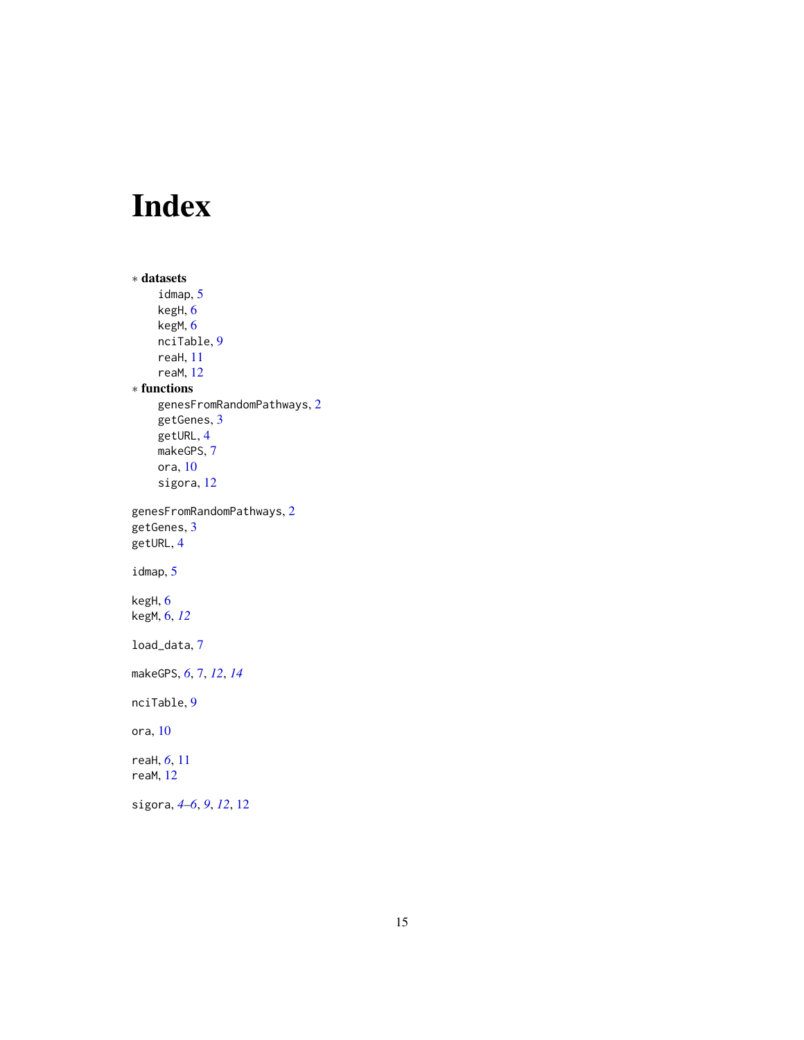# Index

∗ **datasets**
    idmap, 5
    kegH, 6
    kegM, 6
    nciTable, 9
    reaH, 11
    reaM, 12
∗ **functions**
    genesFromRandomPathways, 2
    getGenes, 3
    getURL, 4
    makeGPS, 7
    ora, 10
    sigora, 12

genesFromRandomPathways, 2
getGenes, 3
getURL, 4

idmap, 5

kegH, 6
kegM, 6, *12*

load_data, 7

makeGPS, *6*, 7, *12*, *14*

nciTable, 9

ora, 10

reaH, *6*, 11
reaM, 12

sigora, *4–6*, *9*, *12*, 12